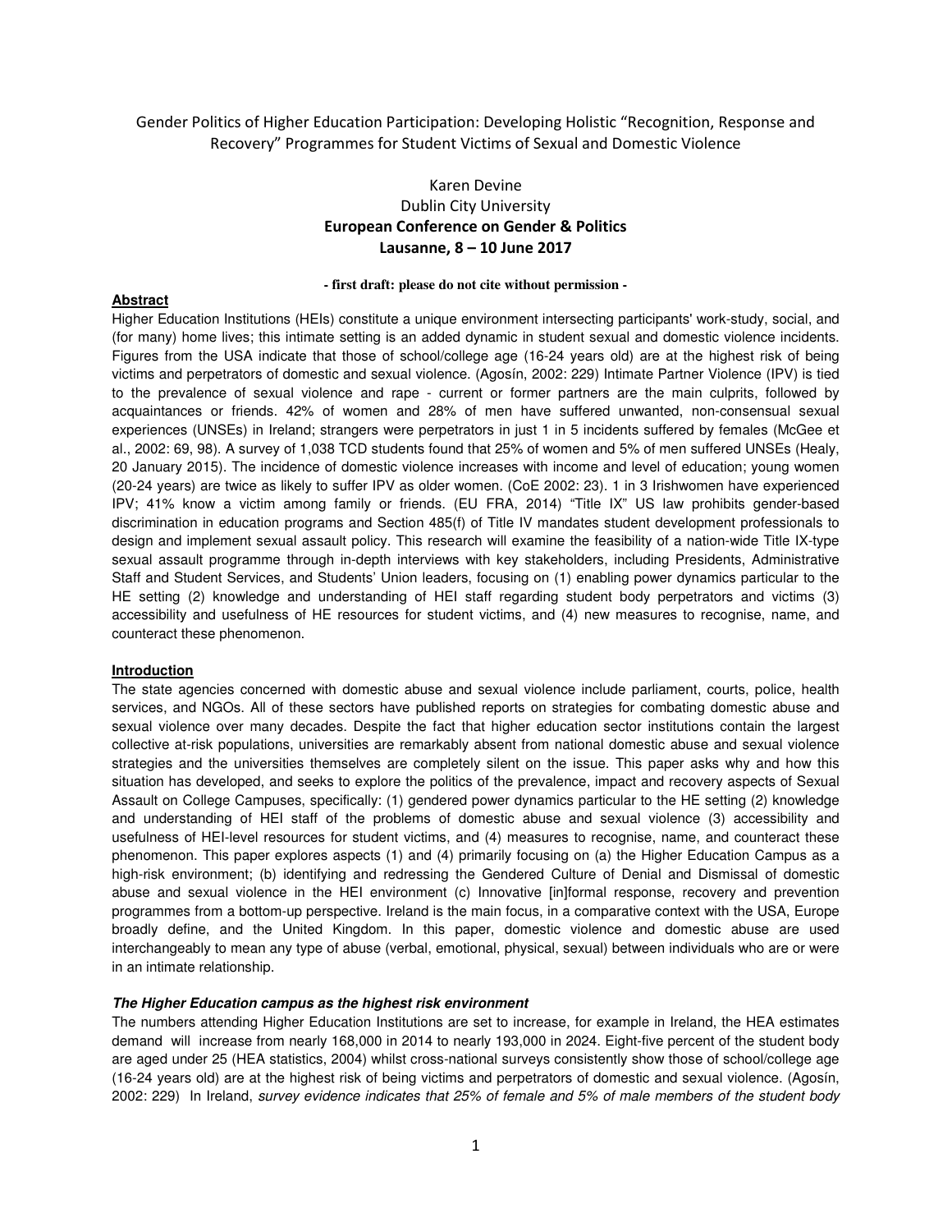# Gender Politics of Higher Education Participation: Developing Holistic "Recognition, Response and Recovery" Programmes for Student Victims of Sexual and Domestic Violence

Karen Devine

Dublin City University

**European Conference on Gender & Politics**

**Lausanne, 8 – 10 June 2017**

**- first draft: please do not cite without permission -**

## Abstract

Higher Education Institutions (HEIs) constitute a unique environment intersecting participants' work-study, social, and (for many) home lives; this intimate setting is an added dynamic in student sexual and domestic violence incidents. Figures from the USA indicate that those of school/college age (16-24 years old) are at the highest risk of being victims and perpetrators of domestic and sexual violence. (Agosín, 2002: 229) Intimate Partner Violence (IPV) is tied to the prevalence of sexual violence and rape - current or former partners are the main culprits, followed by acquaintances or friends. 42% of women and 28% of men have suffered unwanted, non-consensual sexual experiences (UNSEs) in Ireland; strangers were perpetrators in just 1 in 5 incidents suffered by females (McGee et al., 2002: 69, 98). A survey of 1,038 TCD students found that 25% of women and 5% of men suffered UNSEs (Healy, 20 January 2015). The incidence of domestic violence increases with income and level of education; young women (20-24 years) are twice as likely to suffer IPV as older women. (CoE 2002: 23). 1 in 3 Irishwomen have experienced IPV; 41% know a victim among family or friends. (EU FRA, 2014) "Title IX" US law prohibits gender-based discrimination in education programs and Section 485(f) of Title IV mandates student development professionals to design and implement sexual assault policy. This research will examine the feasibility of a nation-wide Title IX-type sexual assault programme through in-depth interviews with key stakeholders, including Presidents, Administrative Staff and Student Services, and Students' Union leaders, focusing on (1) enabling power dynamics particular to the HE setting (2) knowledge and understanding of HEI staff regarding student body perpetrators and victims (3) accessibility and usefulness of HE resources for student victims, and (4) new measures to recognise, name, and counteract these phenomenon.

## Introduction

The state agencies concerned with domestic abuse and sexual violence include parliament, courts, police, health services, and NGOs. All of these sectors have published reports on strategies for combating domestic abuse and sexual violence over many decades. Despite the fact that higher education sector institutions contain the largest collective at-risk populations, universities are remarkably absent from national domestic abuse and sexual violence strategies and the universities themselves are completely silent on the issue. This paper asks why and how this situation has developed, and seeks to explore the politics of the prevalence, impact and recovery aspects of Sexual Assault on College Campuses, specifically: (1) gendered power dynamics particular to the HE setting (2) knowledge and understanding of HEI staff of the problems of domestic abuse and sexual violence (3) accessibility and usefulness of HEI-level resources for student victims, and (4) measures to recognise, name, and counteract these phenomenon. This paper explores aspects (1) and (4) primarily focusing on (a) the Higher Education Campus as a high-risk environment; (b) identifying and redressing the Gendered Culture of Denial and Dismissal of domestic abuse and sexual violence in the HEI environment (c) Innovative [in]formal response, recovery and prevention programmes from a bottom-up perspective. Ireland is the main focus, in a comparative context with the USA, Europe broadly define, and the United Kingdom. In this paper, domestic violence and domestic abuse are used interchangeably to mean any type of abuse (verbal, emotional, physical, sexual) between individuals who are or were in an intimate relationship.

### *The Higher Education campus as the highest risk environment*

The numbers attending Higher Education Institutions are set to increase, for example in Ireland, the HEA estimates demand will increase from nearly 168,000 in 2014 to nearly 193,000 in 2024. Eight-five percent of the student body are aged under 25 (HEA statistics, 2004) whilst cross-national surveys consistently show those of school/college age (16-24 years old) are at the highest risk of being victims and perpetrators of domestic and sexual violence. (Agosín, 2002: 229) In Ireland, *survey evidence indicates that 25% of female and 5% of male members of the student body*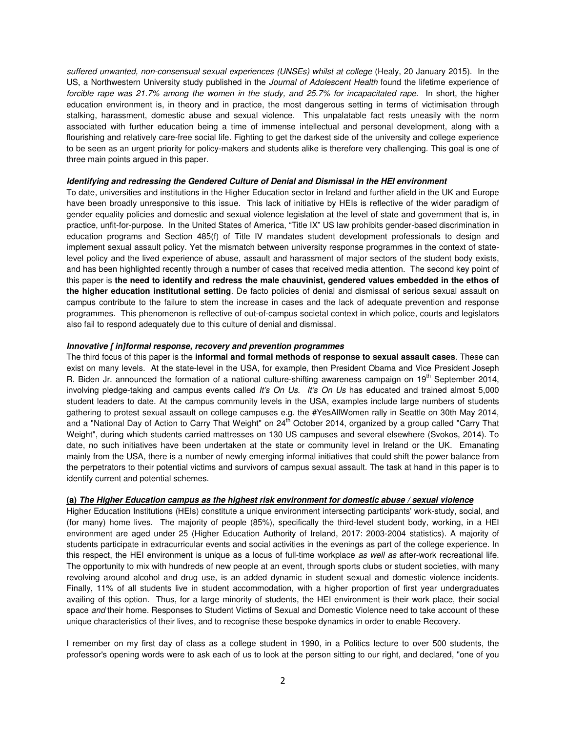*suffered unwanted, non-consensual sexual experiences (UNSEs) whilst at college* (Healy, 20 January 2015). In the US, a Northwestern University study published in the *Journal of Adolescent Health* found the lifetime experience of *forcible rape was 21.7% among the women in the study, and 25.7% for incapacitated rape*. In short, the higher education environment is, in theory and in practice, the most dangerous setting in terms of victimisation through stalking, harassment, domestic abuse and sexual violence. This unpalatable fact rests uneasily with the norm associated with further education being a time of immense intellectual and personal development, along with a flourishing and relatively care-free social life. Fighting to get the darkest side of the university and college experience to be seen as an urgent priority for policy-makers and students alike is therefore very challenging. This goal is one of three main points argued in this paper.

***Identifying and redressing the Gendered Culture of Denial and Dismissal in the HEI environment***

To date, universities and institutions in the Higher Education sector in Ireland and further afield in the UK and Europe have been broadly unresponsive to this issue. This lack of initiative by HEIs is reflective of the wider paradigm of gender equality policies and domestic and sexual violence legislation at the level of state and government that is, in practice, unfit-for-purpose. In the United States of America, "Title IX" US law prohibits gender-based discrimination in education programs and Section 485(f) of Title IV mandates student development professionals to design and implement sexual assault policy. Yet the mismatch between university response programmes in the context of state-level policy and the lived experience of abuse, assault and harassment of major sectors of the student body exists, and has been highlighted recently through a number of cases that received media attention. The second key point of this paper is **the need to identify and redress the male chauvinist, gendered values embedded in the ethos of the higher education institutional setting**. De facto policies of denial and dismissal of serious sexual assault on campus contribute to the failure to stem the increase in cases and the lack of adequate prevention and response programmes. This phenomenon is reflective of out-of-campus societal context in which police, courts and legislators also fail to respond adequately due to this culture of denial and dismissal.

***Innovative [ in]formal response, recovery and prevention programmes***

The third focus of this paper is the **informal and formal methods of response to sexual assault cases**. These can exist on many levels. At the state-level in the USA, for example, then President Obama and Vice President Joseph R. Biden Jr. announced the formation of a national culture-shifting awareness campaign on 19th September 2014, involving pledge-taking and campus events called *It's On Us*. *It's On Us* has educated and trained almost 5,000 student leaders to date. At the campus community levels in the USA, examples include large numbers of students gathering to protest sexual assault on college campuses e.g. the #YesAllWomen rally in Seattle on 30th May 2014, and a "National Day of Action to Carry That Weight" on 24th October 2014, organized by a group called "Carry That Weight", during which students carried mattresses on 130 US campuses and several elsewhere (Svokos, 2014). To date, no such initiatives have been undertaken at the state or community level in Ireland or the UK. Emanating mainly from the USA, there is a number of newly emerging informal initiatives that could shift the power balance from the perpetrators to their potential victims and survivors of campus sexual assault. The task at hand in this paper is to identify current and potential schemes.

**(a) *The Higher Education campus as the highest risk environment for domestic abuse / sexual violence***

Higher Education Institutions (HEIs) constitute a unique environment intersecting participants' work-study, social, and (for many) home lives. The majority of people (85%), specifically the third-level student body, working, in a HEI environment are aged under 25 (Higher Education Authority of Ireland, 2017: 2003-2004 statistics). A majority of students participate in extracurricular events and social activities in the evenings as part of the college experience. In this respect, the HEI environment is unique as a locus of full-time workplace *as well as* after-work recreational life. The opportunity to mix with hundreds of new people at an event, through sports clubs or student societies, with many revolving around alcohol and drug use, is an added dynamic in student sexual and domestic violence incidents. Finally, 11% of all students live in student accommodation, with a higher proportion of first year undergraduates availing of this option. Thus, for a large minority of students, the HEI environment is their work place, their social space *and* their home. Responses to Student Victims of Sexual and Domestic Violence need to take account of these unique characteristics of their lives, and to recognise these bespoke dynamics in order to enable Recovery.

I remember on my first day of class as a college student in 1990, in a Politics lecture to over 500 students, the professor's opening words were to ask each of us to look at the person sitting to our right, and declared, "one of you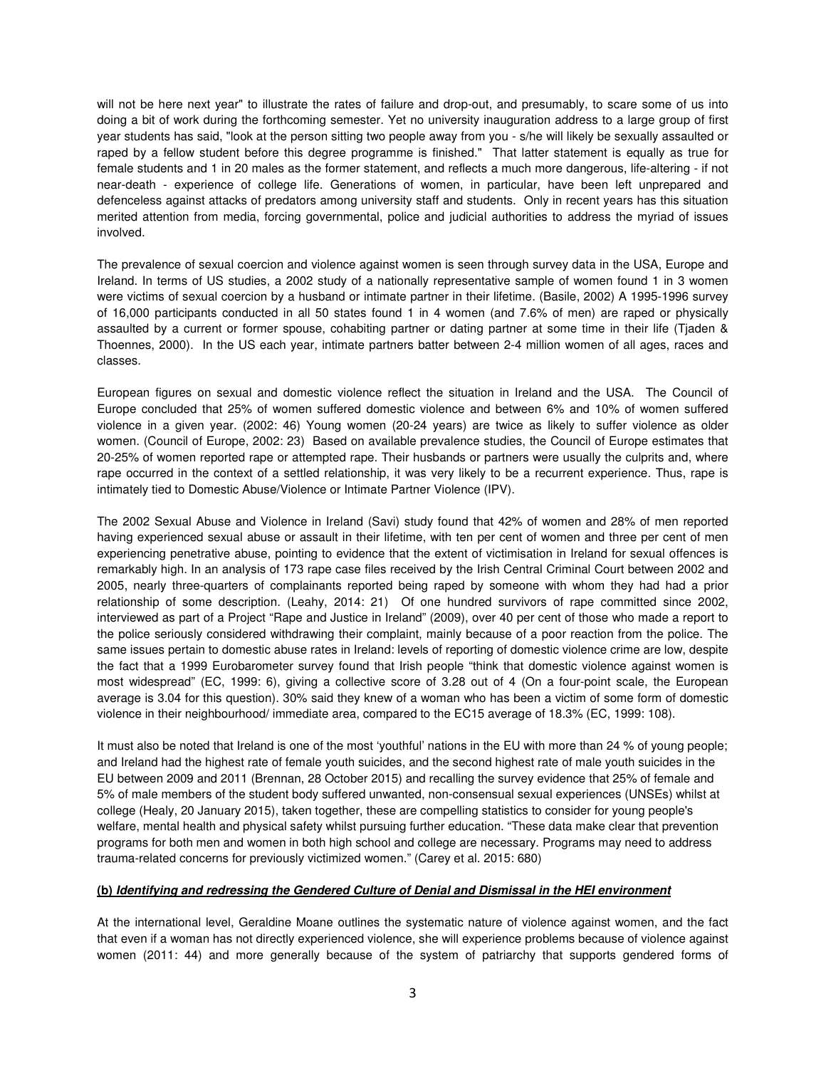will not be here next year" to illustrate the rates of failure and drop-out, and presumably, to scare some of us into doing a bit of work during the forthcoming semester. Yet no university inauguration address to a large group of first year students has said, "look at the person sitting two people away from you - s/he will likely be sexually assaulted or raped by a fellow student before this degree programme is finished." That latter statement is equally as true for female students and 1 in 20 males as the former statement, and reflects a much more dangerous, life-altering - if not near-death - experience of college life. Generations of women, in particular, have been left unprepared and defenceless against attacks of predators among university staff and students. Only in recent years has this situation merited attention from media, forcing governmental, police and judicial authorities to address the myriad of issues involved.

The prevalence of sexual coercion and violence against women is seen through survey data in the USA, Europe and Ireland. In terms of US studies, a 2002 study of a nationally representative sample of women found 1 in 3 women were victims of sexual coercion by a husband or intimate partner in their lifetime. (Basile, 2002) A 1995-1996 survey of 16,000 participants conducted in all 50 states found 1 in 4 women (and 7.6% of men) are raped or physically assaulted by a current or former spouse, cohabiting partner or dating partner at some time in their life (Tjaden & Thoennes, 2000). In the US each year, intimate partners batter between 2-4 million women of all ages, races and classes.

European figures on sexual and domestic violence reflect the situation in Ireland and the USA. The Council of Europe concluded that 25% of women suffered domestic violence and between 6% and 10% of women suffered violence in a given year. (2002: 46) Young women (20-24 years) are twice as likely to suffer violence as older women. (Council of Europe, 2002: 23) Based on available prevalence studies, the Council of Europe estimates that 20-25% of women reported rape or attempted rape. Their husbands or partners were usually the culprits and, where rape occurred in the context of a settled relationship, it was very likely to be a recurrent experience. Thus, rape is intimately tied to Domestic Abuse/Violence or Intimate Partner Violence (IPV).

The 2002 Sexual Abuse and Violence in Ireland (Savi) study found that 42% of women and 28% of men reported having experienced sexual abuse or assault in their lifetime, with ten per cent of women and three per cent of men experiencing penetrative abuse, pointing to evidence that the extent of victimisation in Ireland for sexual offences is remarkably high. In an analysis of 173 rape case files received by the Irish Central Criminal Court between 2002 and 2005, nearly three-quarters of complainants reported being raped by someone with whom they had had a prior relationship of some description. (Leahy, 2014: 21) Of one hundred survivors of rape committed since 2002, interviewed as part of a Project "Rape and Justice in Ireland" (2009), over 40 per cent of those who made a report to the police seriously considered withdrawing their complaint, mainly because of a poor reaction from the police. The same issues pertain to domestic abuse rates in Ireland: levels of reporting of domestic violence crime are low, despite the fact that a 1999 Eurobarometer survey found that Irish people "think that domestic violence against women is most widespread" (EC, 1999: 6), giving a collective score of 3.28 out of 4 (On a four-point scale, the European average is 3.04 for this question). 30% said they knew of a woman who has been a victim of some form of domestic violence in their neighbourhood/ immediate area, compared to the EC15 average of 18.3% (EC, 1999: 108).

It must also be noted that Ireland is one of the most 'youthful' nations in the EU with more than 24 % of young people; and Ireland had the highest rate of female youth suicides, and the second highest rate of male youth suicides in the EU between 2009 and 2011 (Brennan, 28 October 2015) and recalling the survey evidence that 25% of female and 5% of male members of the student body suffered unwanted, non-consensual sexual experiences (UNSEs) whilst at college (Healy, 20 January 2015), taken together, these are compelling statistics to consider for young people's welfare, mental health and physical safety whilst pursuing further education. "These data make clear that prevention programs for both men and women in both high school and college are necessary. Programs may need to address trauma-related concerns for previously victimized women." (Carey et al. 2015: 680)

### **(b) *Identifying and redressing the Gendered Culture of Denial and Dismissal in the HEI environment***

At the international level, Geraldine Moane outlines the systematic nature of violence against women, and the fact that even if a woman has not directly experienced violence, she will experience problems because of violence against women (2011: 44) and more generally because of the system of patriarchy that supports gendered forms of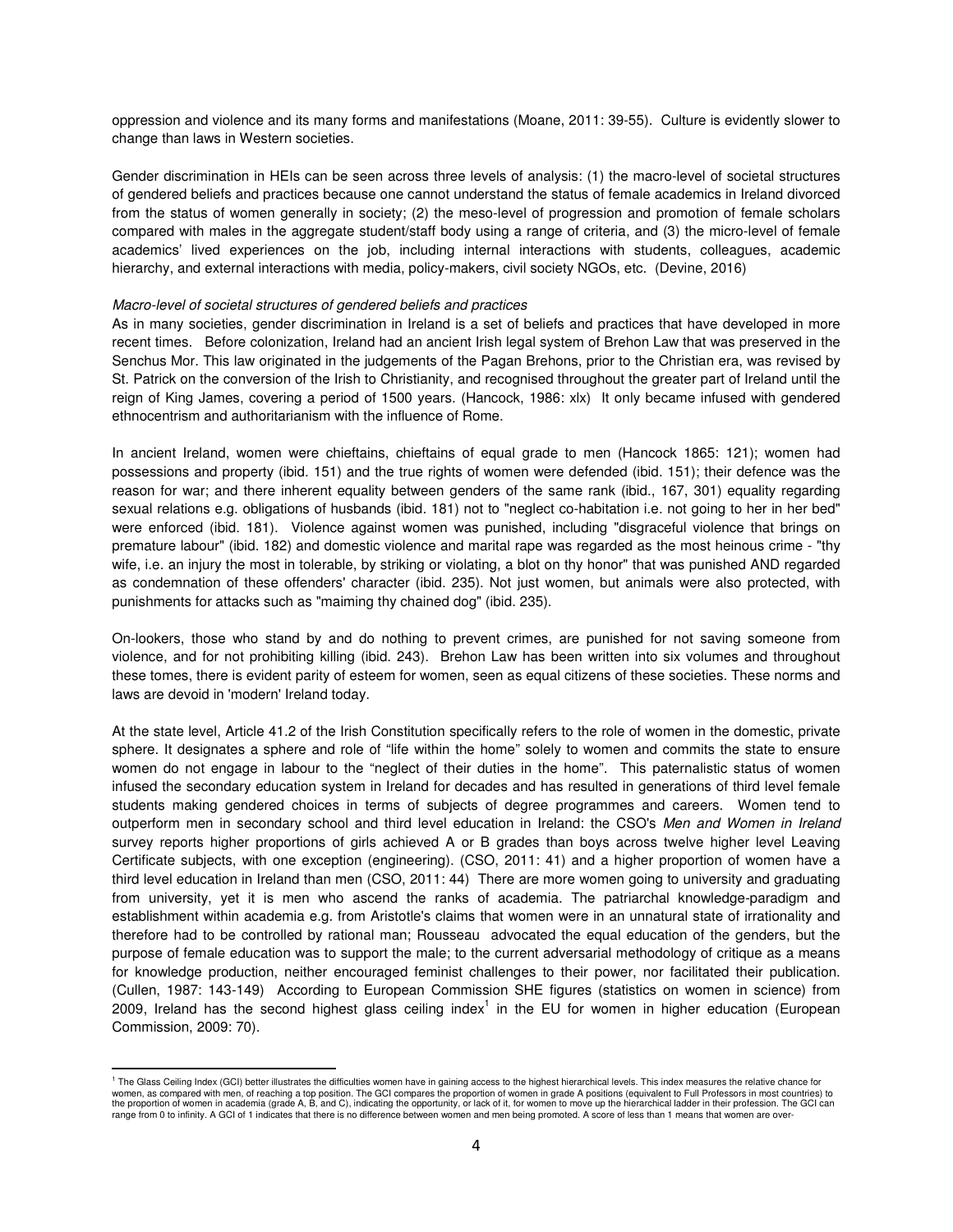oppression and violence and its many forms and manifestations (Moane, 2011: 39-55). Culture is evidently slower to change than laws in Western societies.

Gender discrimination in HEIs can be seen across three levels of analysis: (1) the macro-level of societal structures of gendered beliefs and practices because one cannot understand the status of female academics in Ireland divorced from the status of women generally in society; (2) the meso-level of progression and promotion of female scholars compared with males in the aggregate student/staff body using a range of criteria, and (3) the micro-level of female academics' lived experiences on the job, including internal interactions with students, colleagues, academic hierarchy, and external interactions with media, policy-makers, civil society NGOs, etc. (Devine, 2016)

*Macro-level of societal structures of gendered beliefs and practices*

As in many societies, gender discrimination in Ireland is a set of beliefs and practices that have developed in more recent times. Before colonization, Ireland had an ancient Irish legal system of Brehon Law that was preserved in the Senchus Mor. This law originated in the judgements of the Pagan Brehons, prior to the Christian era, was revised by St. Patrick on the conversion of the Irish to Christianity, and recognised throughout the greater part of Ireland until the reign of King James, covering a period of 1500 years. (Hancock, 1986: xlx) It only became infused with gendered ethnocentrism and authoritarianism with the influence of Rome.

In ancient Ireland, women were chieftains, chieftains of equal grade to men (Hancock 1865: 121); women had possessions and property (ibid. 151) and the true rights of women were defended (ibid. 151); their defence was the reason for war; and there inherent equality between genders of the same rank (ibid., 167, 301) equality regarding sexual relations e.g. obligations of husbands (ibid. 181) not to "neglect co-habitation i.e. not going to her in her bed" were enforced (ibid. 181). Violence against women was punished, including "disgraceful violence that brings on premature labour" (ibid. 182) and domestic violence and marital rape was regarded as the most heinous crime - "thy wife, i.e. an injury the most in tolerable, by striking or violating, a blot on thy honor" that was punished AND regarded as condemnation of these offenders' character (ibid. 235). Not just women, but animals were also protected, with punishments for attacks such as "maiming thy chained dog" (ibid. 235).

On-lookers, those who stand by and do nothing to prevent crimes, are punished for not saving someone from violence, and for not prohibiting killing (ibid. 243). Brehon Law has been written into six volumes and throughout these tomes, there is evident parity of esteem for women, seen as equal citizens of these societies. These norms and laws are devoid in 'modern' Ireland today.

At the state level, Article 41.2 of the Irish Constitution specifically refers to the role of women in the domestic, private sphere. It designates a sphere and role of "life within the home" solely to women and commits the state to ensure women do not engage in labour to the "neglect of their duties in the home". This paternalistic status of women infused the secondary education system in Ireland for decades and has resulted in generations of third level female students making gendered choices in terms of subjects of degree programmes and careers. Women tend to outperform men in secondary school and third level education in Ireland: the CSO's *Men and Women in Ireland* survey reports higher proportions of girls achieved A or B grades than boys across twelve higher level Leaving Certificate subjects, with one exception (engineering). (CSO, 2011: 41) and a higher proportion of women have a third level education in Ireland than men (CSO, 2011: 44) There are more women going to university and graduating from university, yet it is men who ascend the ranks of academia. The patriarchal knowledge-paradigm and establishment within academia e.g. from Aristotle's claims that women were in an unnatural state of irrationality and therefore had to be controlled by rational man; Rousseau advocated the equal education of the genders, but the purpose of female education was to support the male; to the current adversarial methodology of critique as a means for knowledge production, neither encouraged feminist challenges to their power, nor facilitated their publication. (Cullen, 1987: 143-149) According to European Commission SHE figures (statistics on women in science) from 2009, Ireland has the second highest glass ceiling index[1] in the EU for women in higher education (European Commission, 2009: 70).

[1] The Glass Ceiling Index (GCI) better illustrates the difficulties women have in gaining access to the highest hierarchical levels. This index measures the relative chance for women, as compared with men, of reaching a top position. The GCI compares the proportion of women in grade A positions (equivalent to Full Professors in most countries) to the proportion of women in academia (grade A, B, and C), indicating the opportunity, or lack of it, for women to move up the hierarchical ladder in their profession. The GCI can range from 0 to infinity. A GCI of 1 indicates that there is no difference between women and men being promoted. A score of less than 1 means that women are over-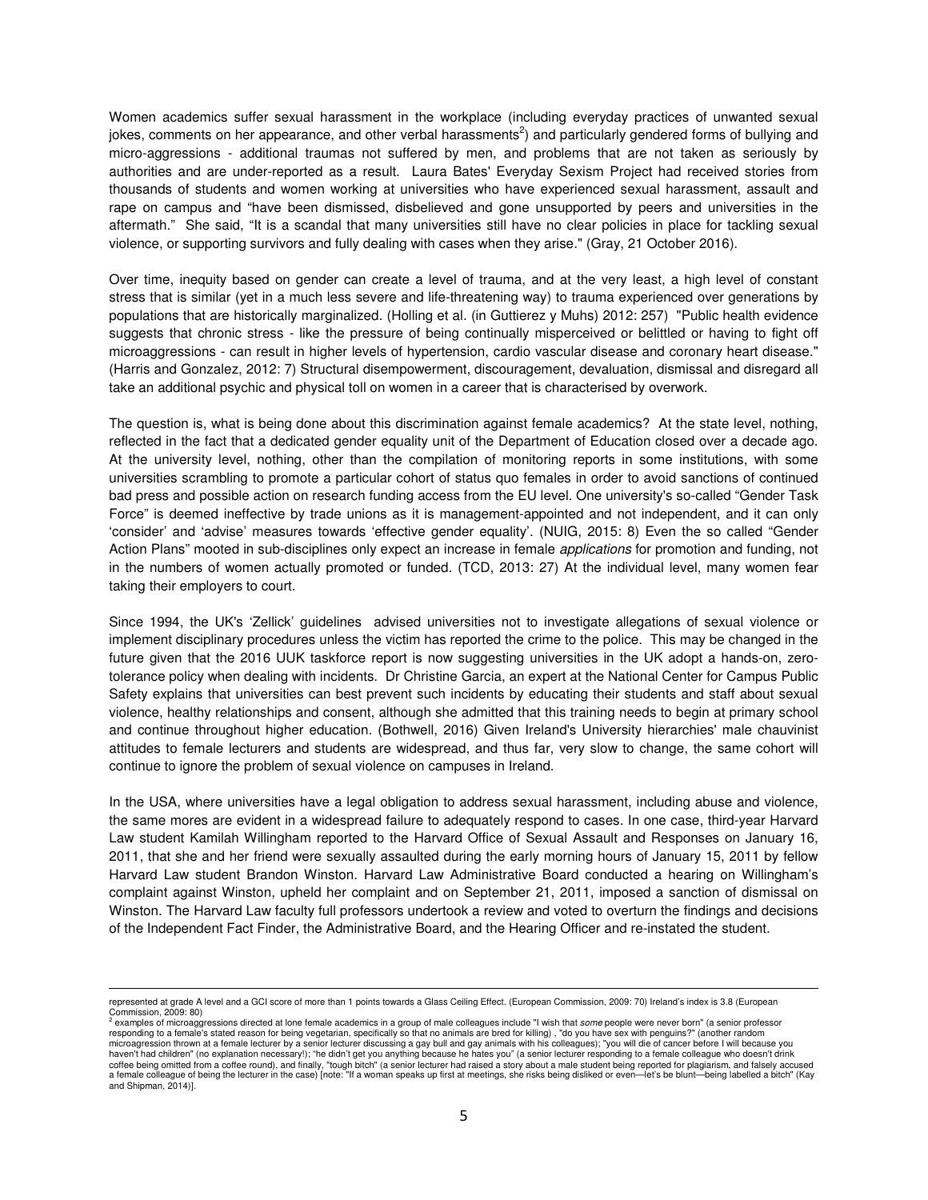Women academics suffer sexual harassment in the workplace (including everyday practices of unwanted sexual jokes, comments on her appearance, and other verbal harassments[2]) and particularly gendered forms of bullying and micro-aggressions - additional traumas not suffered by men, and problems that are not taken as seriously by authorities and are under-reported as a result. Laura Bates' Everyday Sexism Project had received stories from thousands of students and women working at universities who have experienced sexual harassment, assault and rape on campus and "have been dismissed, disbelieved and gone unsupported by peers and universities in the aftermath." She said, "It is a scandal that many universities still have no clear policies in place for tackling sexual violence, or supporting survivors and fully dealing with cases when they arise." (Gray, 21 October 2016).

Over time, inequity based on gender can create a level of trauma, and at the very least, a high level of constant stress that is similar (yet in a much less severe and life-threatening way) to trauma experienced over generations by populations that are historically marginalized. (Holling et al. (in Guttierez y Muhs) 2012: 257) "Public health evidence suggests that chronic stress - like the pressure of being continually misperceived or belittled or having to fight off microaggressions - can result in higher levels of hypertension, cardio vascular disease and coronary heart disease." (Harris and Gonzalez, 2012: 7) Structural disempowerment, discouragement, devaluation, dismissal and disregard all take an additional psychic and physical toll on women in a career that is characterised by overwork.

The question is, what is being done about this discrimination against female academics? At the state level, nothing, reflected in the fact that a dedicated gender equality unit of the Department of Education closed over a decade ago. At the university level, nothing, other than the compilation of monitoring reports in some institutions, with some universities scrambling to promote a particular cohort of status quo females in order to avoid sanctions of continued bad press and possible action on research funding access from the EU level. One university's so-called "Gender Task Force" is deemed ineffective by trade unions as it is management-appointed and not independent, and it can only 'consider' and 'advise' measures towards 'effective gender equality'. (NUIG, 2015: 8) Even the so called "Gender Action Plans" mooted in sub-disciplines only expect an increase in female *applications* for promotion and funding, not in the numbers of women actually promoted or funded. (TCD, 2013: 27) At the individual level, many women fear taking their employers to court.

Since 1994, the UK's 'Zellick' guidelines advised universities not to investigate allegations of sexual violence or implement disciplinary procedures unless the victim has reported the crime to the police. This may be changed in the future given that the 2016 UUK taskforce report is now suggesting universities in the UK adopt a hands-on, zero-tolerance policy when dealing with incidents. Dr Christine Garcia, an expert at the National Center for Campus Public Safety explains that universities can best prevent such incidents by educating their students and staff about sexual violence, healthy relationships and consent, although she admitted that this training needs to begin at primary school and continue throughout higher education. (Bothwell, 2016) Given Ireland's University hierarchies' male chauvinist attitudes to female lecturers and students are widespread, and thus far, very slow to change, the same cohort will continue to ignore the problem of sexual violence on campuses in Ireland.

In the USA, where universities have a legal obligation to address sexual harassment, including abuse and violence, the same mores are evident in a widespread failure to adequately respond to cases. In one case, third-year Harvard Law student Kamilah Willingham reported to the Harvard Office of Sexual Assault and Responses on January 16, 2011, that she and her friend were sexually assaulted during the early morning hours of January 15, 2011 by fellow Harvard Law student Brandon Winston. Harvard Law Administrative Board conducted a hearing on Willingham's complaint against Winston, upheld her complaint and on September 21, 2011, imposed a sanction of dismissal on Winston. The Harvard Law faculty full professors undertook a review and voted to overturn the findings and decisions of the Independent Fact Finder, the Administrative Board, and the Hearing Officer and re-instated the student.

---

represented at grade A level and a GCI score of more than 1 points towards a Glass Ceiling Effect. (European Commission, 2009: 70) Ireland's index is 3.8 (European Commission, 2009: 80)

[2] examples of microaggressions directed at lone female academics in a group of male colleagues include "I wish that *some* people were never born" (a senior professor responding to a female's stated reason for being vegetarian, specifically so that no animals are bred for killing) , "do you have sex with penguins?" (another random microagression thrown at a female lecturer by a senior lecturer discussing a gay bull and gay animals with his colleagues); "you will die of cancer before I will because you haven't had children" (no explanation necessary!); "he didn't get you anything because he hates you" (a senior lecturer responding to a female colleague who doesn't drink coffee being omitted from a coffee round), and finally, "tough bitch" (a senior lecturer had raised a story about a male student being reported for plagiarism, and falsely accused a female colleague of being the lecturer in the case) [note: "If a woman speaks up first at meetings, she risks being disliked or even—let's be blunt—being labelled a bitch" (Kay and Shipman, 2014)].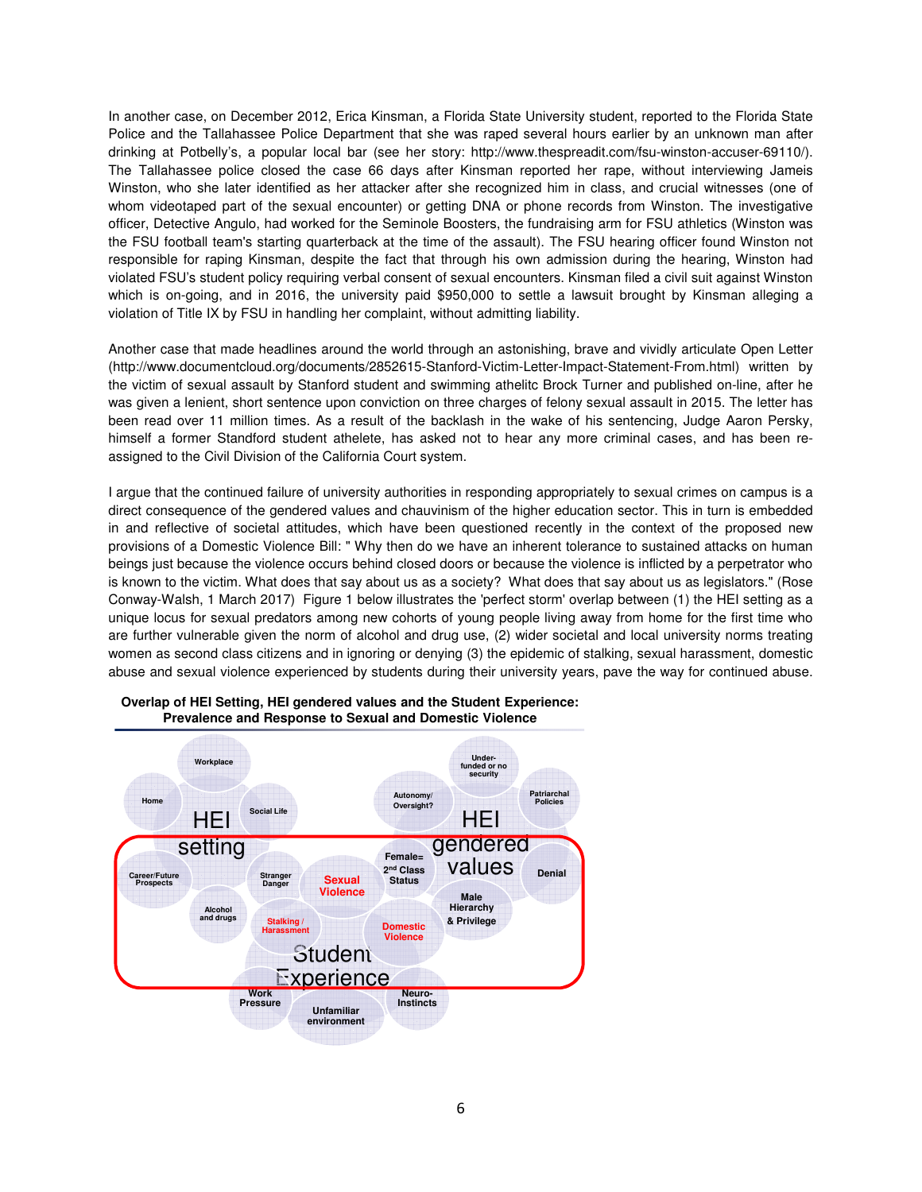In another case, on December 2012, Erica Kinsman, a Florida State University student, reported to the Florida State Police and the Tallahassee Police Department that she was raped several hours earlier by an unknown man after drinking at Potbelly's, a popular local bar (see her story: http://www.thespreadit.com/fsu-winston-accuser-69110/). The Tallahassee police closed the case 66 days after Kinsman reported her rape, without interviewing Jameis Winston, who she later identified as her attacker after she recognized him in class, and crucial witnesses (one of whom videotaped part of the sexual encounter) or getting DNA or phone records from Winston. The investigative officer, Detective Angulo, had worked for the Seminole Boosters, the fundraising arm for FSU athletics (Winston was the FSU football team's starting quarterback at the time of the assault). The FSU hearing officer found Winston not responsible for raping Kinsman, despite the fact that through his own admission during the hearing, Winston had violated FSU's student policy requiring verbal consent of sexual encounters. Kinsman filed a civil suit against Winston which is on-going, and in 2016, the university paid $950,000 to settle a lawsuit brought by Kinsman alleging a violation of Title IX by FSU in handling her complaint, without admitting liability.

Another case that made headlines around the world through an astonishing, brave and vividly articulate Open Letter (http://www.documentcloud.org/documents/2852615-Stanford-Victim-Letter-Impact-Statement-From.html) written by the victim of sexual assault by Stanford student and swimming athelitc Brock Turner and published on-line, after he was given a lenient, short sentence upon conviction on three charges of felony sexual assault in 2015. The letter has been read over 11 million times. As a result of the backlash in the wake of his sentencing, Judge Aaron Persky, himself a former Standford student athelete, has asked not to hear any more criminal cases, and has been re-assigned to the Civil Division of the California Court system.

I argue that the continued failure of university authorities in responding appropriately to sexual crimes on campus is a direct consequence of the gendered values and chauvinism of the higher education sector. This in turn is embedded in and reflective of societal attitudes, which have been questioned recently in the context of the proposed new provisions of a Domestic Violence Bill: " Why then do we have an inherent tolerance to sustained attacks on human beings just because the violence occurs behind closed doors or because the violence is inflicted by a perpetrator who is known to the victim. What does that say about us as a society? What does that say about us as legislators." (Rose Conway-Walsh, 1 March 2017) Figure 1 below illustrates the 'perfect storm' overlap between (1) the HEI setting as a unique locus for sexual predators among new cohorts of young people living away from home for the first time who are further vulnerable given the norm of alcohol and drug use, (2) wider societal and local university norms treating women as second class citizens and in ignoring or denying (3) the epidemic of stalking, sexual harassment, domestic abuse and sexual violence experienced by students during their university years, pave the way for continued abuse.

**Overlap of HEI Setting, HEI gendered values and the Student Experience: Prevalence and Response to Sexual and Domestic Violence**

HEI setting: Workplace, Home, Social Life, Career/Future Prospects, Alcohol and drugs, Stranger Danger

HEI gendered values: Under-funded or no security, Autonomy/ Oversight?, Patriarchal Policies, Female= 2nd Class Status, Denial, Male Hierarchy & Privilege

Student Experience: Sexual Violence, Stalking / Harassment, Domestic Violence, Work Pressure, Unfamiliar environment, Neuro-Instincts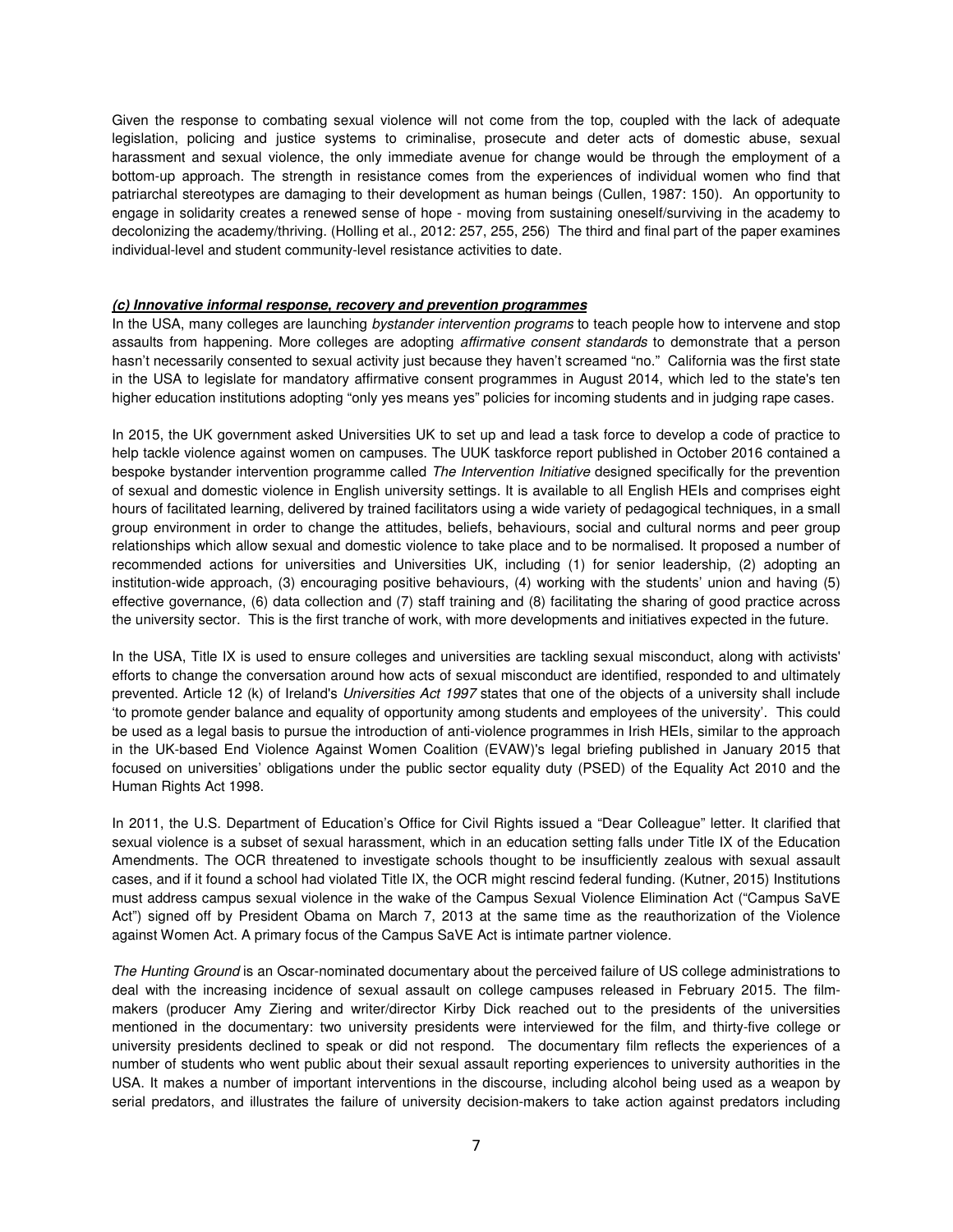Given the response to combating sexual violence will not come from the top, coupled with the lack of adequate legislation, policing and justice systems to criminalise, prosecute and deter acts of domestic abuse, sexual harassment and sexual violence, the only immediate avenue for change would be through the employment of a bottom-up approach. The strength in resistance comes from the experiences of individual women who find that patriarchal stereotypes are damaging to their development as human beings (Cullen, 1987: 150). An opportunity to engage in solidarity creates a renewed sense of hope - moving from sustaining oneself/surviving in the academy to decolonizing the academy/thriving. (Holling et al., 2012: 257, 255, 256) The third and final part of the paper examines individual-level and student community-level resistance activities to date.

***(c) Innovative informal response, recovery and prevention programmes***

In the USA, many colleges are launching *bystander intervention programs* to teach people how to intervene and stop assaults from happening. More colleges are adopting *affirmative consent standards* to demonstrate that a person hasn't necessarily consented to sexual activity just because they haven't screamed "no." California was the first state in the USA to legislate for mandatory affirmative consent programmes in August 2014, which led to the state's ten higher education institutions adopting "only yes means yes" policies for incoming students and in judging rape cases.

In 2015, the UK government asked Universities UK to set up and lead a task force to develop a code of practice to help tackle violence against women on campuses. The UUK taskforce report published in October 2016 contained a bespoke bystander intervention programme called *The Intervention Initiative* designed specifically for the prevention of sexual and domestic violence in English university settings. It is available to all English HEIs and comprises eight hours of facilitated learning, delivered by trained facilitators using a wide variety of pedagogical techniques, in a small group environment in order to change the attitudes, beliefs, behaviours, social and cultural norms and peer group relationships which allow sexual and domestic violence to take place and to be normalised. It proposed a number of recommended actions for universities and Universities UK, including (1) for senior leadership, (2) adopting an institution-wide approach, (3) encouraging positive behaviours, (4) working with the students' union and having (5) effective governance, (6) data collection and (7) staff training and (8) facilitating the sharing of good practice across the university sector. This is the first tranche of work, with more developments and initiatives expected in the future.

In the USA, Title IX is used to ensure colleges and universities are tackling sexual misconduct, along with activists' efforts to change the conversation around how acts of sexual misconduct are identified, responded to and ultimately prevented. Article 12 (k) of Ireland's *Universities Act 1997* states that one of the objects of a university shall include 'to promote gender balance and equality of opportunity among students and employees of the university'. This could be used as a legal basis to pursue the introduction of anti-violence programmes in Irish HEIs, similar to the approach in the UK-based End Violence Against Women Coalition (EVAW)'s legal briefing published in January 2015 that focused on universities' obligations under the public sector equality duty (PSED) of the Equality Act 2010 and the Human Rights Act 1998.

In 2011, the U.S. Department of Education's Office for Civil Rights issued a "Dear Colleague" letter. It clarified that sexual violence is a subset of sexual harassment, which in an education setting falls under Title IX of the Education Amendments. The OCR threatened to investigate schools thought to be insufficiently zealous with sexual assault cases, and if it found a school had violated Title IX, the OCR might rescind federal funding. (Kutner, 2015) Institutions must address campus sexual violence in the wake of the Campus Sexual Violence Elimination Act ("Campus SaVE Act") signed off by President Obama on March 7, 2013 at the same time as the reauthorization of the Violence against Women Act. A primary focus of the Campus SaVE Act is intimate partner violence.

*The Hunting Ground* is an Oscar-nominated documentary about the perceived failure of US college administrations to deal with the increasing incidence of sexual assault on college campuses released in February 2015. The film-makers (producer Amy Ziering and writer/director Kirby Dick reached out to the presidents of the universities mentioned in the documentary: two university presidents were interviewed for the film, and thirty-five college or university presidents declined to speak or did not respond. The documentary film reflects the experiences of a number of students who went public about their sexual assault reporting experiences to university authorities in the USA. It makes a number of important interventions in the discourse, including alcohol being used as a weapon by serial predators, and illustrates the failure of university decision-makers to take action against predators including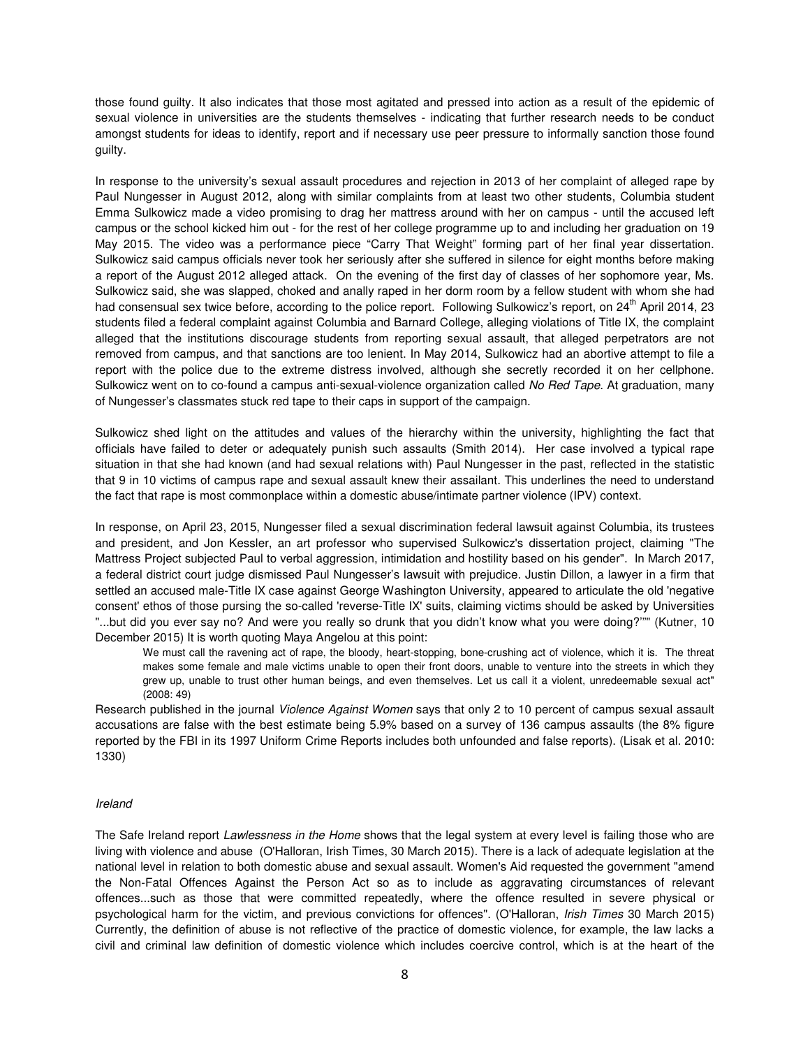those found guilty. It also indicates that those most agitated and pressed into action as a result of the epidemic of sexual violence in universities are the students themselves - indicating that further research needs to be conduct amongst students for ideas to identify, report and if necessary use peer pressure to informally sanction those found guilty.

In response to the university's sexual assault procedures and rejection in 2013 of her complaint of alleged rape by Paul Nungesser in August 2012, along with similar complaints from at least two other students, Columbia student Emma Sulkowicz made a video promising to drag her mattress around with her on campus - until the accused left campus or the school kicked him out - for the rest of her college programme up to and including her graduation on 19 May 2015. The video was a performance piece "Carry That Weight" forming part of her final year dissertation. Sulkowicz said campus officials never took her seriously after she suffered in silence for eight months before making a report of the August 2012 alleged attack. On the evening of the first day of classes of her sophomore year, Ms. Sulkowicz said, she was slapped, choked and anally raped in her dorm room by a fellow student with whom she had had consensual sex twice before, according to the police report. Following Sulkowicz's report, on 24th April 2014, 23 students filed a federal complaint against Columbia and Barnard College, alleging violations of Title IX, the complaint alleged that the institutions discourage students from reporting sexual assault, that alleged perpetrators are not removed from campus, and that sanctions are too lenient. In May 2014, Sulkowicz had an abortive attempt to file a report with the police due to the extreme distress involved, although she secretly recorded it on her cellphone. Sulkowicz went on to co-found a campus anti-sexual-violence organization called *No Red Tape*. At graduation, many of Nungesser's classmates stuck red tape to their caps in support of the campaign.

Sulkowicz shed light on the attitudes and values of the hierarchy within the university, highlighting the fact that officials have failed to deter or adequately punish such assaults (Smith 2014). Her case involved a typical rape situation in that she had known (and had sexual relations with) Paul Nungesser in the past, reflected in the statistic that 9 in 10 victims of campus rape and sexual assault knew their assailant. This underlines the need to understand the fact that rape is most commonplace within a domestic abuse/intimate partner violence (IPV) context.

In response, on April 23, 2015, Nungesser filed a sexual discrimination federal lawsuit against Columbia, its trustees and president, and Jon Kessler, an art professor who supervised Sulkowicz's dissertation project, claiming "The Mattress Project subjected Paul to verbal aggression, intimidation and hostility based on his gender". In March 2017, a federal district court judge dismissed Paul Nungesser's lawsuit with prejudice. Justin Dillon, a lawyer in a firm that settled an accused male-Title IX case against George Washington University, appeared to articulate the old 'negative consent' ethos of those pursing the so-called 'reverse-Title IX' suits, claiming victims should be asked by Universities "...but did you ever say no? And were you really so drunk that you didn't know what you were doing?'"" (Kutner, 10 December 2015) It is worth quoting Maya Angelou at this point:

> We must call the ravening act of rape, the bloody, heart-stopping, bone-crushing act of violence, which it is. The threat makes some female and male victims unable to open their front doors, unable to venture into the streets in which they grew up, unable to trust other human beings, and even themselves. Let us call it a violent, unredeemable sexual act" (2008: 49)

Research published in the journal *Violence Against Women* says that only 2 to 10 percent of campus sexual assault accusations are false with the best estimate being 5.9% based on a survey of 136 campus assaults (the 8% figure reported by the FBI in its 1997 Uniform Crime Reports includes both unfounded and false reports). (Lisak et al. 2010: 1330)

*Ireland*

The Safe Ireland report *Lawlessness in the Home* shows that the legal system at every level is failing those who are living with violence and abuse (O'Halloran, Irish Times, 30 March 2015). There is a lack of adequate legislation at the national level in relation to both domestic abuse and sexual assault. Women's Aid requested the government "amend the Non-Fatal Offences Against the Person Act so as to include as aggravating circumstances of relevant offences...such as those that were committed repeatedly, where the offence resulted in severe physical or psychological harm for the victim, and previous convictions for offences". (O'Halloran, *Irish Times* 30 March 2015) Currently, the definition of abuse is not reflective of the practice of domestic violence, for example, the law lacks a civil and criminal law definition of domestic violence which includes coercive control, which is at the heart of the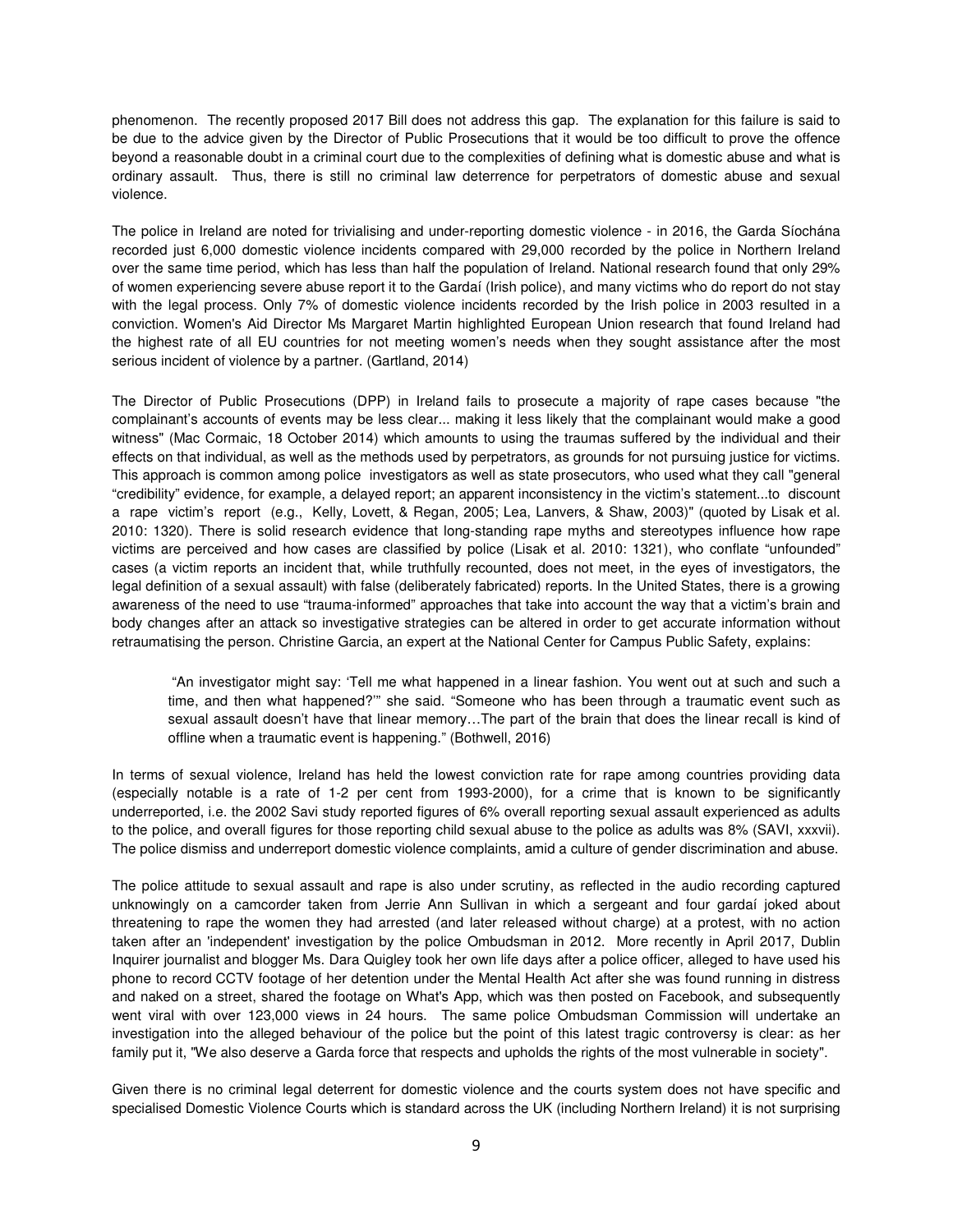phenomenon. The recently proposed 2017 Bill does not address this gap. The explanation for this failure is said to be due to the advice given by the Director of Public Prosecutions that it would be too difficult to prove the offence beyond a reasonable doubt in a criminal court due to the complexities of defining what is domestic abuse and what is ordinary assault. Thus, there is still no criminal law deterrence for perpetrators of domestic abuse and sexual violence.

The police in Ireland are noted for trivialising and under-reporting domestic violence - in 2016, the Garda Síochána recorded just 6,000 domestic violence incidents compared with 29,000 recorded by the police in Northern Ireland over the same time period, which has less than half the population of Ireland. National research found that only 29% of women experiencing severe abuse report it to the Gardaí (Irish police), and many victims who do report do not stay with the legal process. Only 7% of domestic violence incidents recorded by the Irish police in 2003 resulted in a conviction. Women's Aid Director Ms Margaret Martin highlighted European Union research that found Ireland had the highest rate of all EU countries for not meeting women's needs when they sought assistance after the most serious incident of violence by a partner. (Gartland, 2014)

The Director of Public Prosecutions (DPP) in Ireland fails to prosecute a majority of rape cases because "the complainant's accounts of events may be less clear... making it less likely that the complainant would make a good witness" (Mac Cormaic, 18 October 2014) which amounts to using the traumas suffered by the individual and their effects on that individual, as well as the methods used by perpetrators, as grounds for not pursuing justice for victims. This approach is common among police investigators as well as state prosecutors, who used what they call "general "credibility" evidence, for example, a delayed report; an apparent inconsistency in the victim's statement...to discount a rape victim's report (e.g., Kelly, Lovett, & Regan, 2005; Lea, Lanvers, & Shaw, 2003)" (quoted by Lisak et al. 2010: 1320). There is solid research evidence that long-standing rape myths and stereotypes influence how rape victims are perceived and how cases are classified by police (Lisak et al. 2010: 1321), who conflate "unfounded" cases (a victim reports an incident that, while truthfully recounted, does not meet, in the eyes of investigators, the legal definition of a sexual assault) with false (deliberately fabricated) reports. In the United States, there is a growing awareness of the need to use "trauma-informed" approaches that take into account the way that a victim's brain and body changes after an attack so investigative strategies can be altered in order to get accurate information without retraumatising the person. Christine Garcia, an expert at the National Center for Campus Public Safety, explains:

> "An investigator might say: 'Tell me what happened in a linear fashion. You went out at such and such a time, and then what happened?'" she said. "Someone who has been through a traumatic event such as sexual assault doesn't have that linear memory…The part of the brain that does the linear recall is kind of offline when a traumatic event is happening." (Bothwell, 2016)

In terms of sexual violence, Ireland has held the lowest conviction rate for rape among countries providing data (especially notable is a rate of 1-2 per cent from 1993-2000), for a crime that is known to be significantly underreported, i.e. the 2002 Savi study reported figures of 6% overall reporting sexual assault experienced as adults to the police, and overall figures for those reporting child sexual abuse to the police as adults was 8% (SAVI, xxxvii). The police dismiss and underreport domestic violence complaints, amid a culture of gender discrimination and abuse.

The police attitude to sexual assault and rape is also under scrutiny, as reflected in the audio recording captured unknowingly on a camcorder taken from Jerrie Ann Sullivan in which a sergeant and four gardaí joked about threatening to rape the women they had arrested (and later released without charge) at a protest, with no action taken after an 'independent' investigation by the police Ombudsman in 2012. More recently in April 2017, Dublin Inquirer journalist and blogger Ms. Dara Quigley took her own life days after a police officer, alleged to have used his phone to record CCTV footage of her detention under the Mental Health Act after she was found running in distress and naked on a street, shared the footage on What's App, which was then posted on Facebook, and subsequently went viral with over 123,000 views in 24 hours. The same police Ombudsman Commission will undertake an investigation into the alleged behaviour of the police but the point of this latest tragic controversy is clear: as her family put it, "We also deserve a Garda force that respects and upholds the rights of the most vulnerable in society".

Given there is no criminal legal deterrent for domestic violence and the courts system does not have specific and specialised Domestic Violence Courts which is standard across the UK (including Northern Ireland) it is not surprising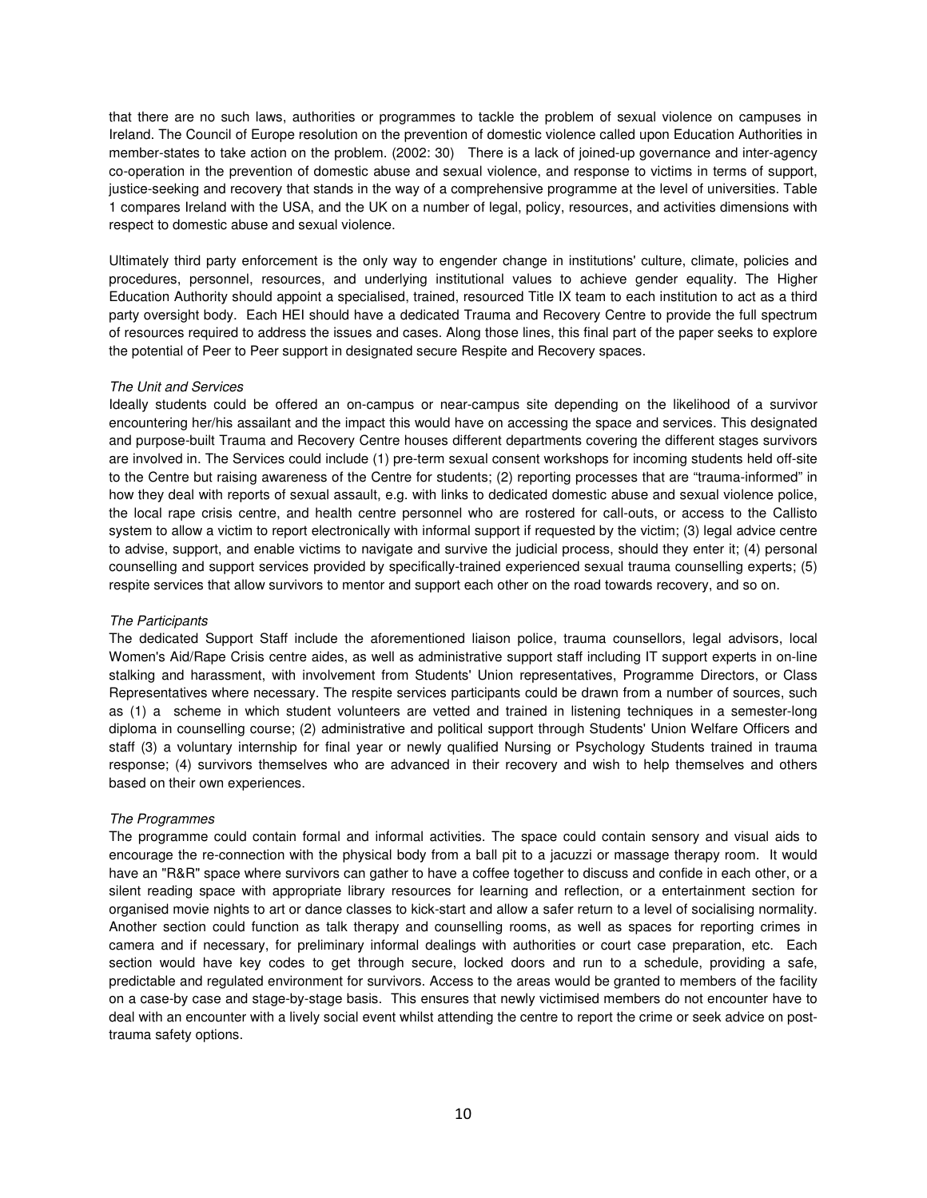that there are no such laws, authorities or programmes to tackle the problem of sexual violence on campuses in Ireland. The Council of Europe resolution on the prevention of domestic violence called upon Education Authorities in member-states to take action on the problem. (2002: 30) There is a lack of joined-up governance and inter-agency co-operation in the prevention of domestic abuse and sexual violence, and response to victims in terms of support, justice-seeking and recovery that stands in the way of a comprehensive programme at the level of universities. Table 1 compares Ireland with the USA, and the UK on a number of legal, policy, resources, and activities dimensions with respect to domestic abuse and sexual violence.

Ultimately third party enforcement is the only way to engender change in institutions' culture, climate, policies and procedures, personnel, resources, and underlying institutional values to achieve gender equality. The Higher Education Authority should appoint a specialised, trained, resourced Title IX team to each institution to act as a third party oversight body. Each HEI should have a dedicated Trauma and Recovery Centre to provide the full spectrum of resources required to address the issues and cases. Along those lines, this final part of the paper seeks to explore the potential of Peer to Peer support in designated secure Respite and Recovery spaces.

*The Unit and Services*

Ideally students could be offered an on-campus or near-campus site depending on the likelihood of a survivor encountering her/his assailant and the impact this would have on accessing the space and services. This designated and purpose-built Trauma and Recovery Centre houses different departments covering the different stages survivors are involved in. The Services could include (1) pre-term sexual consent workshops for incoming students held off-site to the Centre but raising awareness of the Centre for students; (2) reporting processes that are "trauma-informed" in how they deal with reports of sexual assault, e.g. with links to dedicated domestic abuse and sexual violence police, the local rape crisis centre, and health centre personnel who are rostered for call-outs, or access to the Callisto system to allow a victim to report electronically with informal support if requested by the victim; (3) legal advice centre to advise, support, and enable victims to navigate and survive the judicial process, should they enter it; (4) personal counselling and support services provided by specifically-trained experienced sexual trauma counselling experts; (5) respite services that allow survivors to mentor and support each other on the road towards recovery, and so on.

*The Participants*

The dedicated Support Staff include the aforementioned liaison police, trauma counsellors, legal advisors, local Women's Aid/Rape Crisis centre aides, as well as administrative support staff including IT support experts in on-line stalking and harassment, with involvement from Students' Union representatives, Programme Directors, or Class Representatives where necessary. The respite services participants could be drawn from a number of sources, such as (1) a scheme in which student volunteers are vetted and trained in listening techniques in a semester-long diploma in counselling course; (2) administrative and political support through Students' Union Welfare Officers and staff (3) a voluntary internship for final year or newly qualified Nursing or Psychology Students trained in trauma response; (4) survivors themselves who are advanced in their recovery and wish to help themselves and others based on their own experiences.

*The Programmes*

The programme could contain formal and informal activities. The space could contain sensory and visual aids to encourage the re-connection with the physical body from a ball pit to a jacuzzi or massage therapy room. It would have an "R&R" space where survivors can gather to have a coffee together to discuss and confide in each other, or a silent reading space with appropriate library resources for learning and reflection, or a entertainment section for organised movie nights to art or dance classes to kick-start and allow a safer return to a level of socialising normality. Another section could function as talk therapy and counselling rooms, as well as spaces for reporting crimes in camera and if necessary, for preliminary informal dealings with authorities or court case preparation, etc. Each section would have key codes to get through secure, locked doors and run to a schedule, providing a safe, predictable and regulated environment for survivors. Access to the areas would be granted to members of the facility on a case-by case and stage-by-stage basis. This ensures that newly victimised members do not encounter have to deal with an encounter with a lively social event whilst attending the centre to report the crime or seek advice on post-trauma safety options.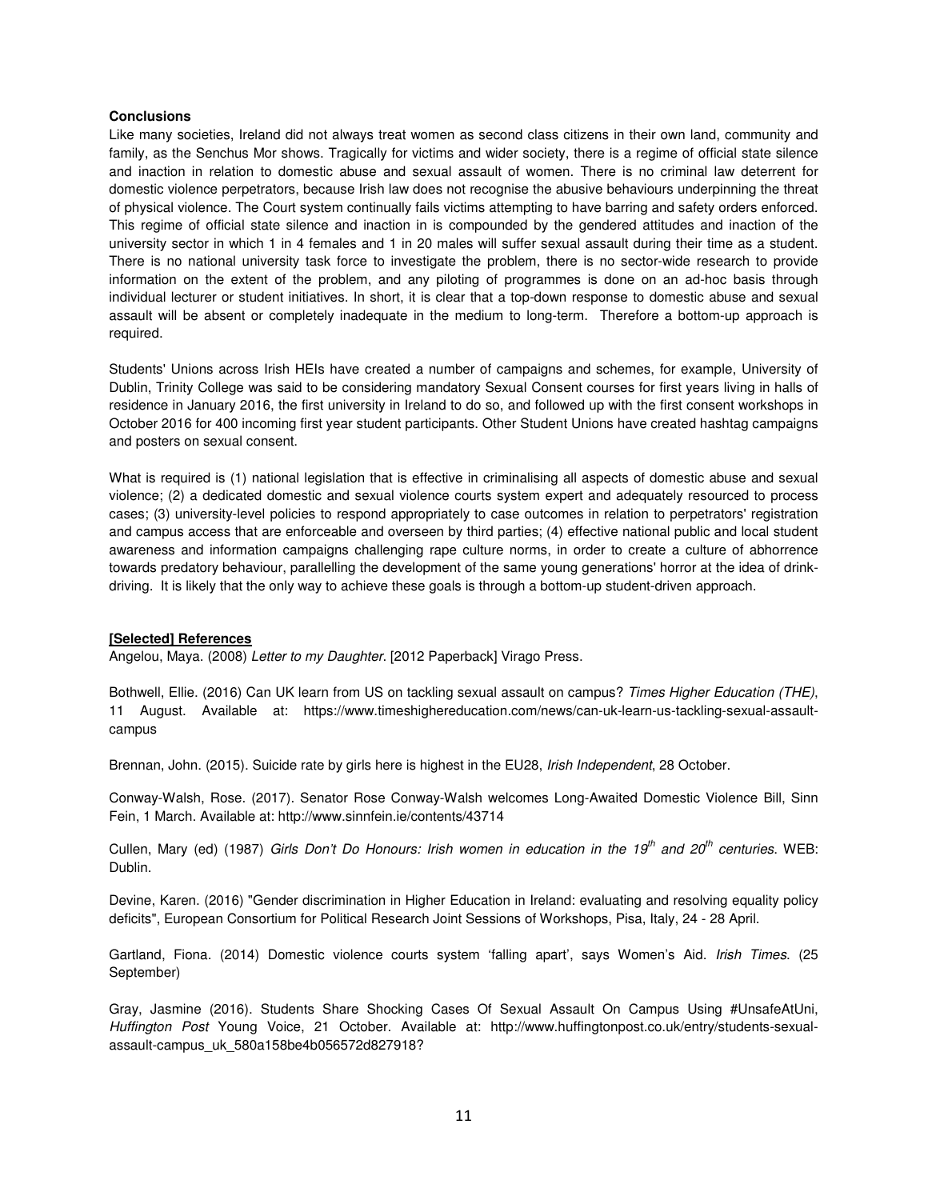### Conclusions

Like many societies, Ireland did not always treat women as second class citizens in their own land, community and family, as the Senchus Mor shows. Tragically for victims and wider society, there is a regime of official state silence and inaction in relation to domestic abuse and sexual assault of women. There is no criminal law deterrent for domestic violence perpetrators, because Irish law does not recognise the abusive behaviours underpinning the threat of physical violence. The Court system continually fails victims attempting to have barring and safety orders enforced. This regime of official state silence and inaction in is compounded by the gendered attitudes and inaction of the university sector in which 1 in 4 females and 1 in 20 males will suffer sexual assault during their time as a student. There is no national university task force to investigate the problem, there is no sector-wide research to provide information on the extent of the problem, and any piloting of programmes is done on an ad-hoc basis through individual lecturer or student initiatives. In short, it is clear that a top-down response to domestic abuse and sexual assault will be absent or completely inadequate in the medium to long-term. Therefore a bottom-up approach is required.

Students' Unions across Irish HEIs have created a number of campaigns and schemes, for example, University of Dublin, Trinity College was said to be considering mandatory Sexual Consent courses for first years living in halls of residence in January 2016, the first university in Ireland to do so, and followed up with the first consent workshops in October 2016 for 400 incoming first year student participants. Other Student Unions have created hashtag campaigns and posters on sexual consent.

What is required is (1) national legislation that is effective in criminalising all aspects of domestic abuse and sexual violence; (2) a dedicated domestic and sexual violence courts system expert and adequately resourced to process cases; (3) university-level policies to respond appropriately to case outcomes in relation to perpetrators' registration and campus access that are enforceable and overseen by third parties; (4) effective national public and local student awareness and information campaigns challenging rape culture norms, in order to create a culture of abhorrence towards predatory behaviour, parallelling the development of the same young generations' horror at the idea of drink-driving. It is likely that the only way to achieve these goals is through a bottom-up student-driven approach.

### [Selected] References

Angelou, Maya. (2008) *Letter to my Daughter*. [2012 Paperback] Virago Press.

Bothwell, Ellie. (2016) Can UK learn from US on tackling sexual assault on campus? *Times Higher Education (THE)*, 11 August. Available at: https://www.timeshighereducation.com/news/can-uk-learn-us-tackling-sexual-assault-campus

Brennan, John. (2015). Suicide rate by girls here is highest in the EU28, *Irish Independent*, 28 October.

Conway-Walsh, Rose. (2017). Senator Rose Conway-Walsh welcomes Long-Awaited Domestic Violence Bill, Sinn Fein, 1 March. Available at: http://www.sinnfein.ie/contents/43714

Cullen, Mary (ed) (1987) *Girls Don't Do Honours: Irish women in education in the 19th and 20th centuries.* WEB: Dublin.

Devine, Karen. (2016) "Gender discrimination in Higher Education in Ireland: evaluating and resolving equality policy deficits", European Consortium for Political Research Joint Sessions of Workshops, Pisa, Italy, 24 - 28 April.

Gartland, Fiona. (2014) Domestic violence courts system 'falling apart', says Women's Aid. *Irish Times*. (25 September)

Gray, Jasmine (2016). Students Share Shocking Cases Of Sexual Assault On Campus Using #UnsafeAtUni, *Huffington Post* Young Voice, 21 October. Available at: http://www.huffingtonpost.co.uk/entry/students-sexual-assault-campus_uk_580a158be4b056572d827918?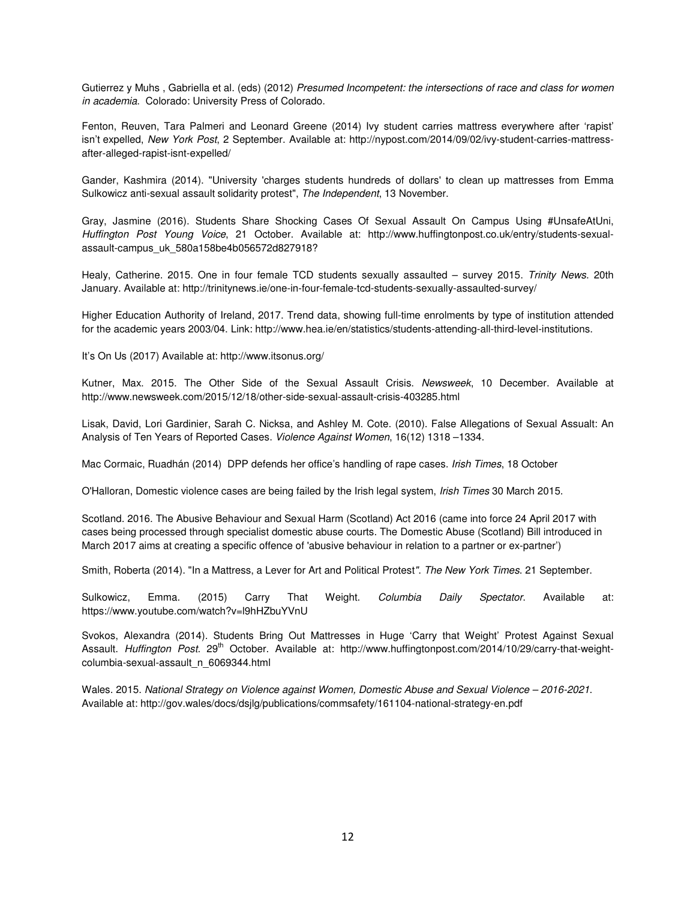Gutierrez y Muhs , Gabriella et al. (eds) (2012) *Presumed Incompetent: the intersections of race and class for women in academia*. Colorado: University Press of Colorado.

Fenton, Reuven, Tara Palmeri and Leonard Greene (2014) Ivy student carries mattress everywhere after 'rapist' isn't expelled, *New York Post*, 2 September. Available at: http://nypost.com/2014/09/02/ivy-student-carries-mattress-after-alleged-rapist-isnt-expelled/

Gander, Kashmira (2014). "University 'charges students hundreds of dollars' to clean up mattresses from Emma Sulkowicz anti-sexual assault solidarity protest", *The Independent*, 13 November.

Gray, Jasmine (2016). Students Share Shocking Cases Of Sexual Assault On Campus Using #UnsafeAtUni, *Huffington Post Young Voice*, 21 October. Available at: http://www.huffingtonpost.co.uk/entry/students-sexual-assault-campus_uk_580a158be4b056572d827918?

Healy, Catherine. 2015. One in four female TCD students sexually assaulted – survey 2015. *Trinity News*. 20th January. Available at: http://trinitynews.ie/one-in-four-female-tcd-students-sexually-assaulted-survey/

Higher Education Authority of Ireland, 2017. Trend data, showing full-time enrolments by type of institution attended for the academic years 2003/04. Link: http://www.hea.ie/en/statistics/students-attending-all-third-level-institutions.

It's On Us (2017) Available at: http://www.itsonus.org/

Kutner, Max. 2015. The Other Side of the Sexual Assault Crisis. *Newsweek*, 10 December. Available at http://www.newsweek.com/2015/12/18/other-side-sexual-assault-crisis-403285.html

Lisak, David, Lori Gardinier, Sarah C. Nicksa, and Ashley M. Cote. (2010). False Allegations of Sexual Assualt: An Analysis of Ten Years of Reported Cases. *Violence Against Women*, 16(12) 1318 –1334.

Mac Cormaic, Ruadhán (2014) DPP defends her office's handling of rape cases. *Irish Times*, 18 October

O'Halloran, Domestic violence cases are being failed by the Irish legal system, *Irish Times* 30 March 2015.

Scotland. 2016. The Abusive Behaviour and Sexual Harm (Scotland) Act 2016 (came into force 24 April 2017 with cases being processed through specialist domestic abuse courts. The Domestic Abuse (Scotland) Bill introduced in March 2017 aims at creating a specific offence of 'abusive behaviour in relation to a partner or ex-partner')

Smith, Roberta (2014). "In a Mattress, a Lever for Art and Political Protest". *The New York Times*. 21 September.

Sulkowicz, Emma. (2015) Carry That Weight. *Columbia Daily Spectator*. Available at: https://www.youtube.com/watch?v=l9hHZbuYVnU

Svokos, Alexandra (2014). Students Bring Out Mattresses in Huge 'Carry that Weight' Protest Against Sexual Assault. *Huffington Post*. 29th October. Available at: http://www.huffingtonpost.com/2014/10/29/carry-that-weight-columbia-sexual-assault_n_6069344.html

Wales. 2015. *National Strategy on Violence against Women, Domestic Abuse and Sexual Violence – 2016-2021*. Available at: http://gov.wales/docs/dsjlg/publications/commsafety/161104-national-strategy-en.pdf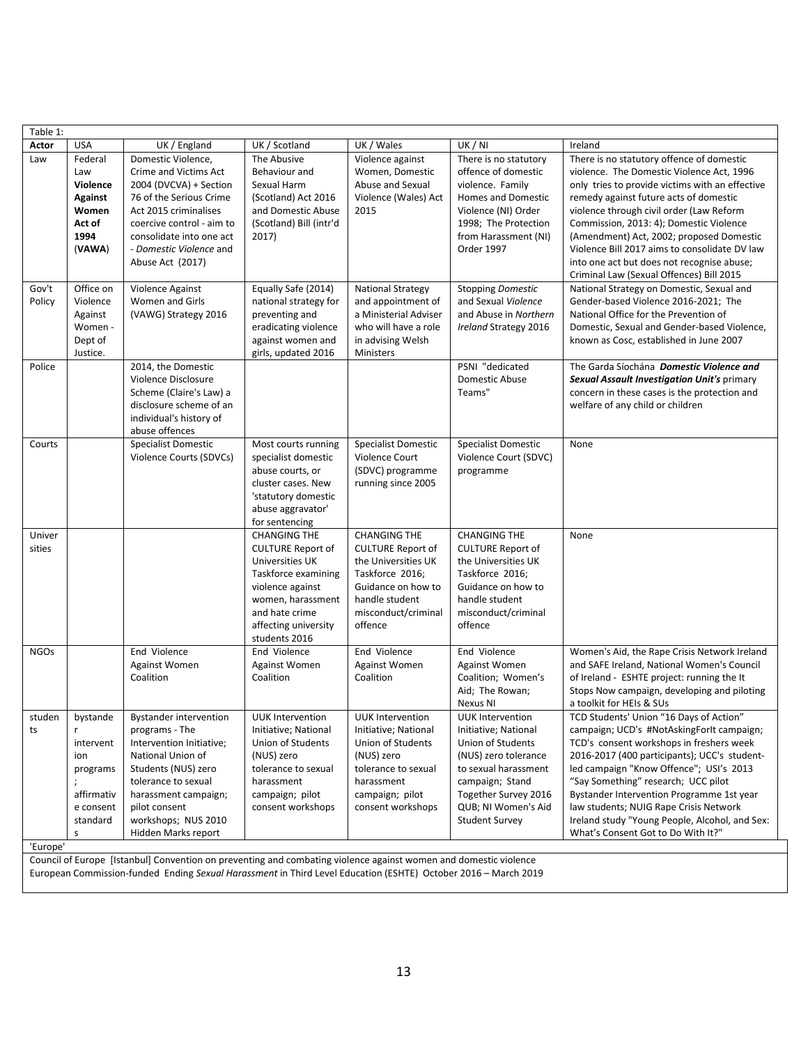Table 1:

| Actor | USA | UK / England | UK / Scotland | UK / Wales | UK / NI | Ireland |
|---|---|---|---|---|---|---|
| Law | Federal Law **Violence Against Women Act of 1994** (**VAWA**) | Domestic Violence, Crime and Victims Act 2004 (DVCVA) + Section 76 of the Serious Crime Act 2015 criminalises coercive control - aim to consolidate into one act - *Domestic Violence* and Abuse Act (2017) | The Abusive Behaviour and Sexual Harm (Scotland) Act 2016 and Domestic Abuse (Scotland) Bill (intr'd 2017) | Violence against Women, Domestic Abuse and Sexual Violence (Wales) Act 2015 | There is no statutory offence of domestic violence. Family Homes and Domestic Violence (NI) Order 1998; The Protection from Harassment (NI) Order 1997 | There is no statutory offence of domestic violence. The Domestic Violence Act, 1996 only tries to provide victims with an effective remedy against future acts of domestic violence through civil order (Law Reform Commission, 2013: 4); Domestic Violence (Amendment) Act, 2002; proposed Domestic Violence Bill 2017 aims to consolidate DV law into one act but does not recognise abuse; Criminal Law (Sexual Offences) Bill 2015 |
| Gov't Policy | Office on Violence Against Women - Dept of Justice. | Violence Against Women and Girls (VAWG) Strategy 2016 | Equally Safe (2014) national strategy for preventing and eradicating violence against women and girls, updated 2016 | National Strategy and appointment of a Ministerial Adviser who will have a role in advising Welsh Ministers | Stopping *Domestic* and Sexual *Violence* and Abuse in *Northern Ireland* Strategy 2016 | National Strategy on Domestic, Sexual and Gender-based Violence 2016-2021; The National Office for the Prevention of Domestic, Sexual and Gender-based Violence, known as Cosc, established in June 2007 |
| Police | | 2014, the Domestic Violence Disclosure Scheme (Claire's Law) a disclosure scheme of an individual's history of abuse offences | | | PSNI "dedicated Domestic Abuse Teams" | The Garda Síochána ***Domestic Violence and Sexual Assault Investigation Unit's*** primary concern in these cases is the protection and welfare of any child or children |
| Courts | | Specialist Domestic Violence Courts (SDVCs) | Most courts running specialist domestic abuse courts, or cluster cases. New 'statutory domestic abuse aggravator' for sentencing | Specialist Domestic Violence Court (SDVC) programme running since 2005 | Specialist Domestic Violence Court (SDVC) programme | None |
| Universities | | | CHANGING THE CULTURE Report of Universities UK Taskforce examining violence against women, harassment and hate crime affecting university students 2016 | CHANGING THE CULTURE Report of the Universities UK Taskforce 2016; Guidance on how to handle student misconduct/criminal offence | CHANGING THE CULTURE Report of the Universities UK Taskforce 2016; Guidance on how to handle student misconduct/criminal offence | None |
| NGOs | | End Violence Against Women Coalition | End Violence Against Women Coalition | End Violence Against Women Coalition | End Violence Against Women Coalition; Women's Aid; The Rowan; Nexus NI | Women's Aid, the Rape Crisis Network Ireland and SAFE Ireland, National Women's Council of Ireland - ESHTE project: running the It Stops Now campaign, developing and piloting a toolkit for HEIs & SUs |
| students | bystander intervention programs; affirmative consent standards | Bystander intervention programs - The Intervention Initiative; National Union of Students (NUS) zero tolerance to sexual harassment campaign; pilot consent workshops; NUS 2010 Hidden Marks report | UUK Intervention Initiative; National Union of Students (NUS) zero tolerance to sexual harassment campaign; pilot consent workshops | UUK Intervention Initiative; National Union of Students (NUS) zero tolerance to sexual harassment campaign; pilot consent workshops | UUK Intervention Initiative; National Union of Students (NUS) zero tolerance to sexual harassment campaign; Stand Together Survey 2016 QUB; NI Women's Aid Student Survey | TCD Students' Union "16 Days of Action" campaign; UCD's #NotAskingForIt campaign; TCD's consent workshops in freshers week 2016-2017 (400 participants); UCC's student-led campaign "Know Offence"; USI's 2013 "Say Something" research; UCC pilot Bystander Intervention Programme 1st year law students; NUIG Rape Crisis Network Ireland study "Young People, Alcohol, and Sex: What's Consent Got to Do With It?" |
| 'Europe' | Council of Europe [Istanbul] Convention on preventing and combating violence against women and domestic violence<br>European Commission-funded Ending *Sexual Harassment* in Third Level Education (ESHTE) October 2016 – March 2019 | | | | | |